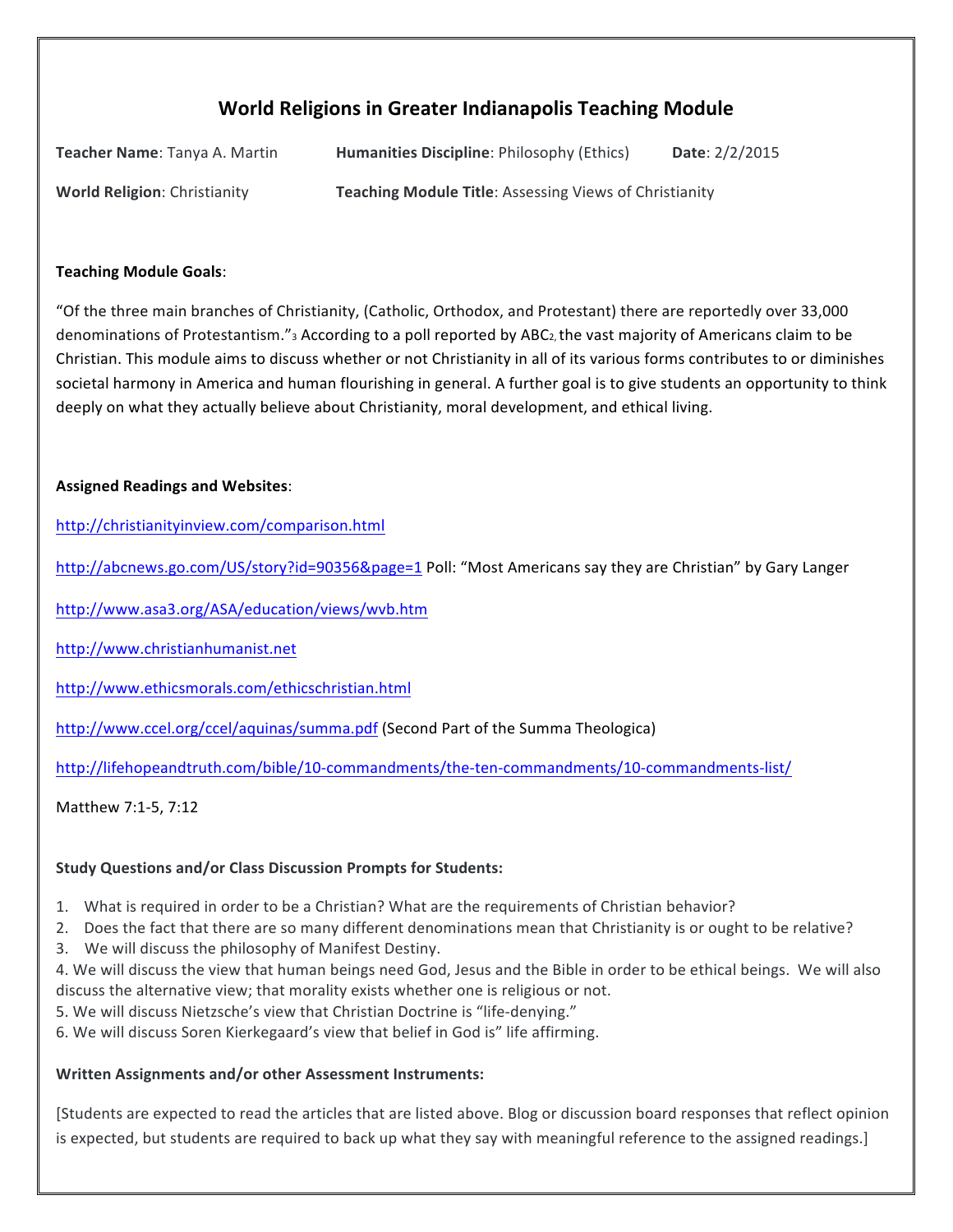# World Religions in Greater Indianapolis Teaching Module

**Teacher Name**: Tanya A. Martin **Humanities Discipline**: Philosophy (Ethics) **Date**: 2/2/2015

**World Religion**: Christianity **Teaching Module Title**: Assessing Views of Christianity

**Teaching Module Goals**:

"Of the three main branches of Christianity, (Catholic, Orthodox, and Protestant) there are reportedly over 33,000 denominations of Protestantism."[3] According to a poll reported by ABC[2], the vast majority of Americans claim to be Christian. This module aims to discuss whether or not Christianity in all of its various forms contributes to or diminishes societal harmony in America and human flourishing in general. A further goal is to give students an opportunity to think deeply on what they actually believe about Christianity, moral development, and ethical living.

**Assigned Readings and Websites**:

http://christianityinview.com/comparison.html

http://abcnews.go.com/US/story?id=90356&page=1 Poll: "Most Americans say they are Christian" by Gary Langer

http://www.asa3.org/ASA/education/views/wvb.htm

http://www.christianhumanist.net

http://www.ethicsmorals.com/ethicschristian.html

http://www.ccel.org/ccel/aquinas/summa.pdf (Second Part of the Summa Theologica)

http://lifehopeandtruth.com/bible/10-commandments/the-ten-commandments/10-commandments-list/

Matthew 7:1-5, 7:12

**Study Questions and/or Class Discussion Prompts for Students:**

1. What is required in order to be a Christian? What are the requirements of Christian behavior?
2. Does the fact that there are so many different denominations mean that Christianity is or ought to be relative?
3. We will discuss the philosophy of Manifest Destiny.
4. We will discuss the view that human beings need God, Jesus and the Bible in order to be ethical beings. We will also discuss the alternative view; that morality exists whether one is religious or not.
5. We will discuss Nietzsche's view that Christian Doctrine is "life-denying."
6. We will discuss Soren Kierkegaard's view that belief in God is" life affirming.

**Written Assignments and/or other Assessment Instruments:**

[Students are expected to read the articles that are listed above. Blog or discussion board responses that reflect opinion is expected, but students are required to back up what they say with meaningful reference to the assigned readings.]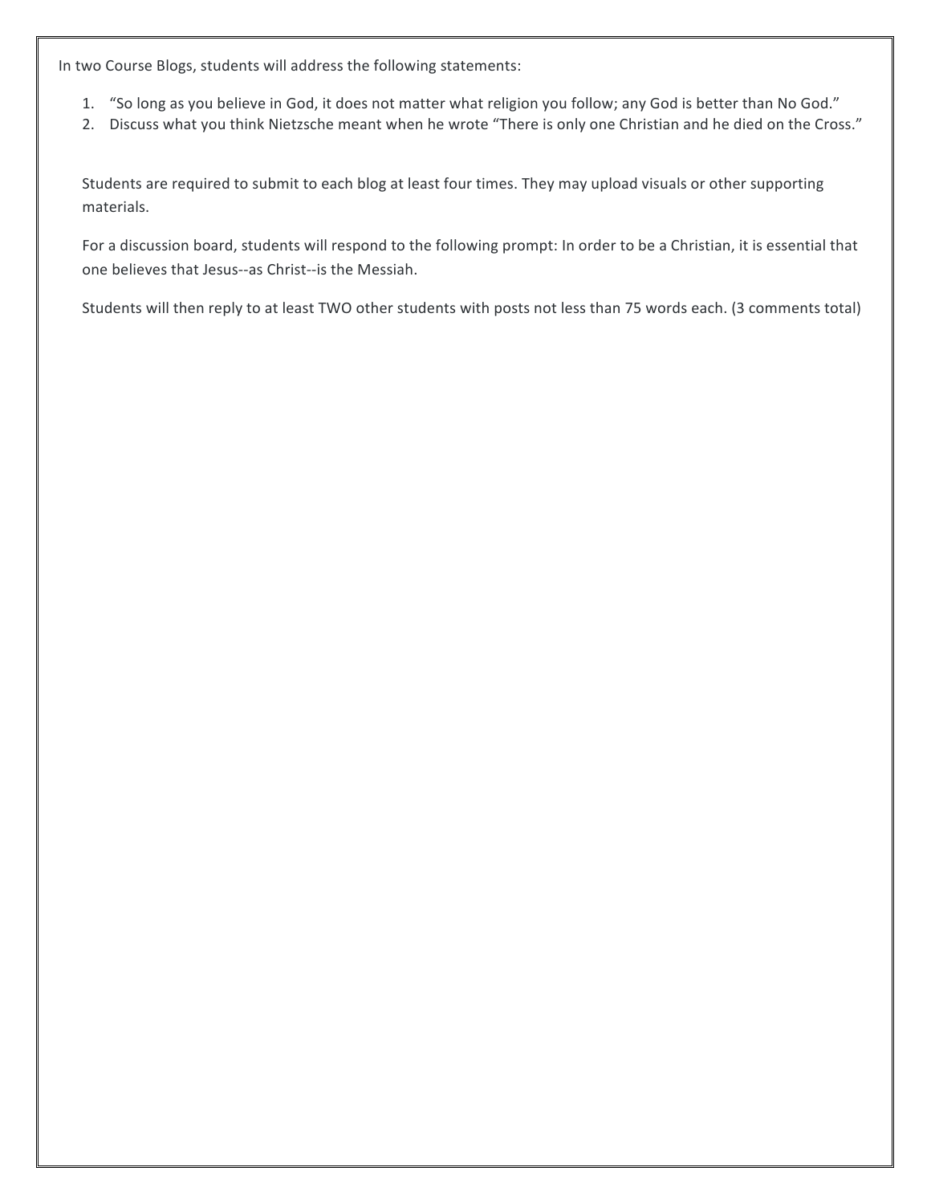In two Course Blogs, students will address the following statements:

1. "So long as you believe in God, it does not matter what religion you follow; any God is better than No God."
2. Discuss what you think Nietzsche meant when he wrote "There is only one Christian and he died on the Cross."

Students are required to submit to each blog at least four times. They may upload visuals or other supporting materials.

For a discussion board, students will respond to the following prompt: In order to be a Christian, it is essential that one believes that Jesus--as Christ--is the Messiah.

Students will then reply to at least TWO other students with posts not less than 75 words each. (3 comments total)